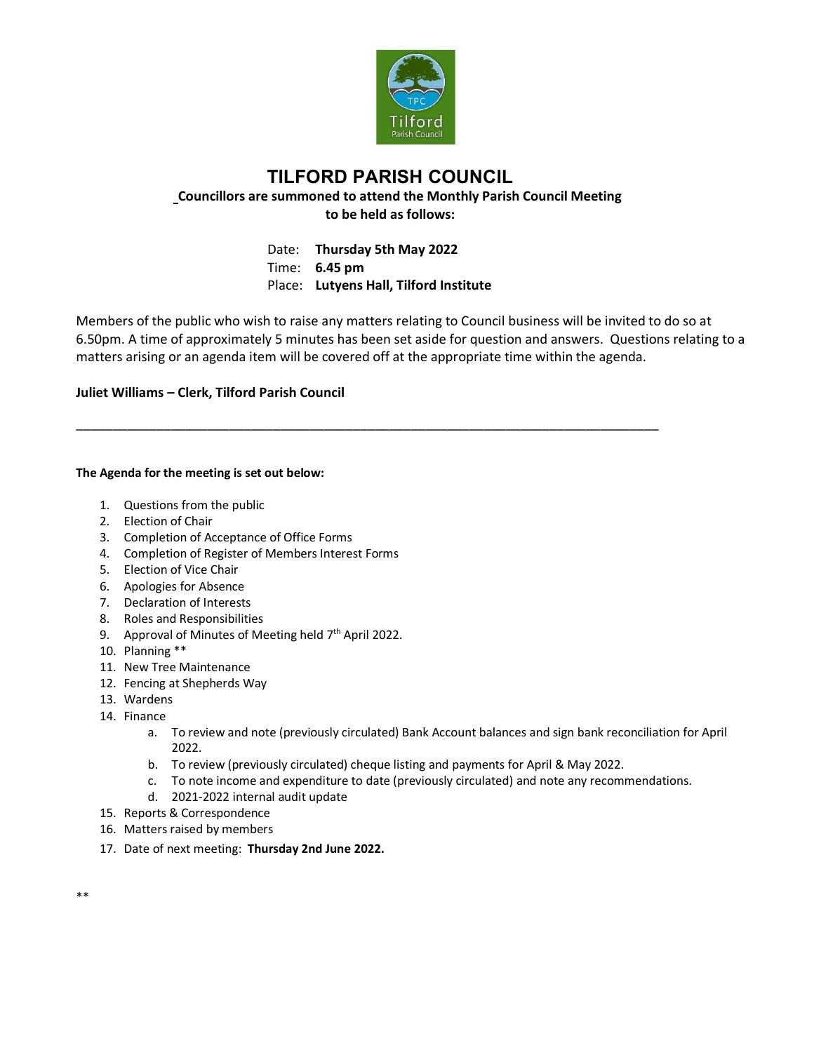# TILFORD PARISH COUNCIL

**Councillors are summoned to attend the Monthly Parish Council Meeting to be held as follows:**

Date: **Thursday 5th May 2022**
Time: **6.45 pm**
Place: **Lutyens Hall, Tilford Institute**

Members of the public who wish to raise any matters relating to Council business will be invited to do so at 6.50pm. A time of approximately 5 minutes has been set aside for question and answers. Questions relating to a matters arising or an agenda item will be covered off at the appropriate time within the agenda.

**Juliet Williams – Clerk, Tilford Parish Council**

---

**The Agenda for the meeting is set out below:**

1. Questions from the public
2. Election of Chair
3. Completion of Acceptance of Office Forms
4. Completion of Register of Members Interest Forms
5. Election of Vice Chair
6. Apologies for Absence
7. Declaration of Interests
8. Roles and Responsibilities
9. Approval of Minutes of Meeting held 7th April 2022.
10. Planning **
11. New Tree Maintenance
12. Fencing at Shepherds Way
13. Wardens
14. Finance
    a. To review and note (previously circulated) Bank Account balances and sign bank reconciliation for April 2022.
    b. To review (previously circulated) cheque listing and payments for April & May 2022.
    c. To note income and expenditure to date (previously circulated) and note any recommendations.
    d. 2021-2022 internal audit update
15. Reports & Correspondence
16. Matters raised by members
17. Date of next meeting: **Thursday 2nd June 2022.**

**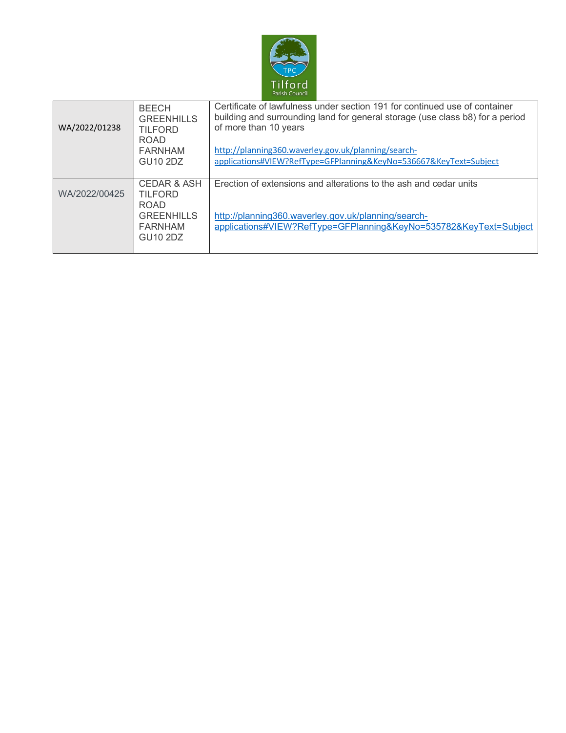| | | |
|---|---|---|
| WA/2022/01238 | BEECH GREENHILLS TILFORD ROAD FARNHAM GU10 2DZ | Certificate of lawfulness under section 191 for continued use of container building and surrounding land for general storage (use class b8) for a period of more than 10 years<br><br>http://planning360.waverley.gov.uk/planning/search-applications#VIEW?RefType=GFPlanning&KeyNo=536667&KeyText=Subject |
| WA/2022/00425 | CEDAR & ASH TILFORD ROAD GREENHILLS FARNHAM GU10 2DZ | Erection of extensions and alterations to the ash and cedar units<br><br>http://planning360.waverley.gov.uk/planning/search-applications#VIEW?RefType=GFPlanning&KeyNo=535782&KeyText=Subject |